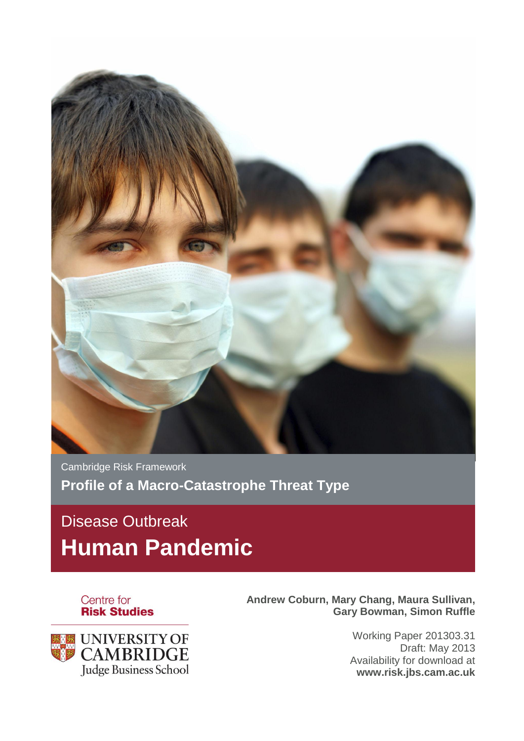Cambridge Risk Framework

**Profile of a Macro-Catastrophe Threat Type**

# Disease Outbreak

# Human Pandemic

Centre for
**Risk Studies**

UNIVERSITY OF CAMBRIDGE
Judge Business School

**Andrew Coburn, Mary Chang, Maura Sullivan, Gary Bowman, Simon Ruffle**

Working Paper 201303.31
Draft: May 2013
Availability for download at
**www.risk.jbs.cam.ac.uk**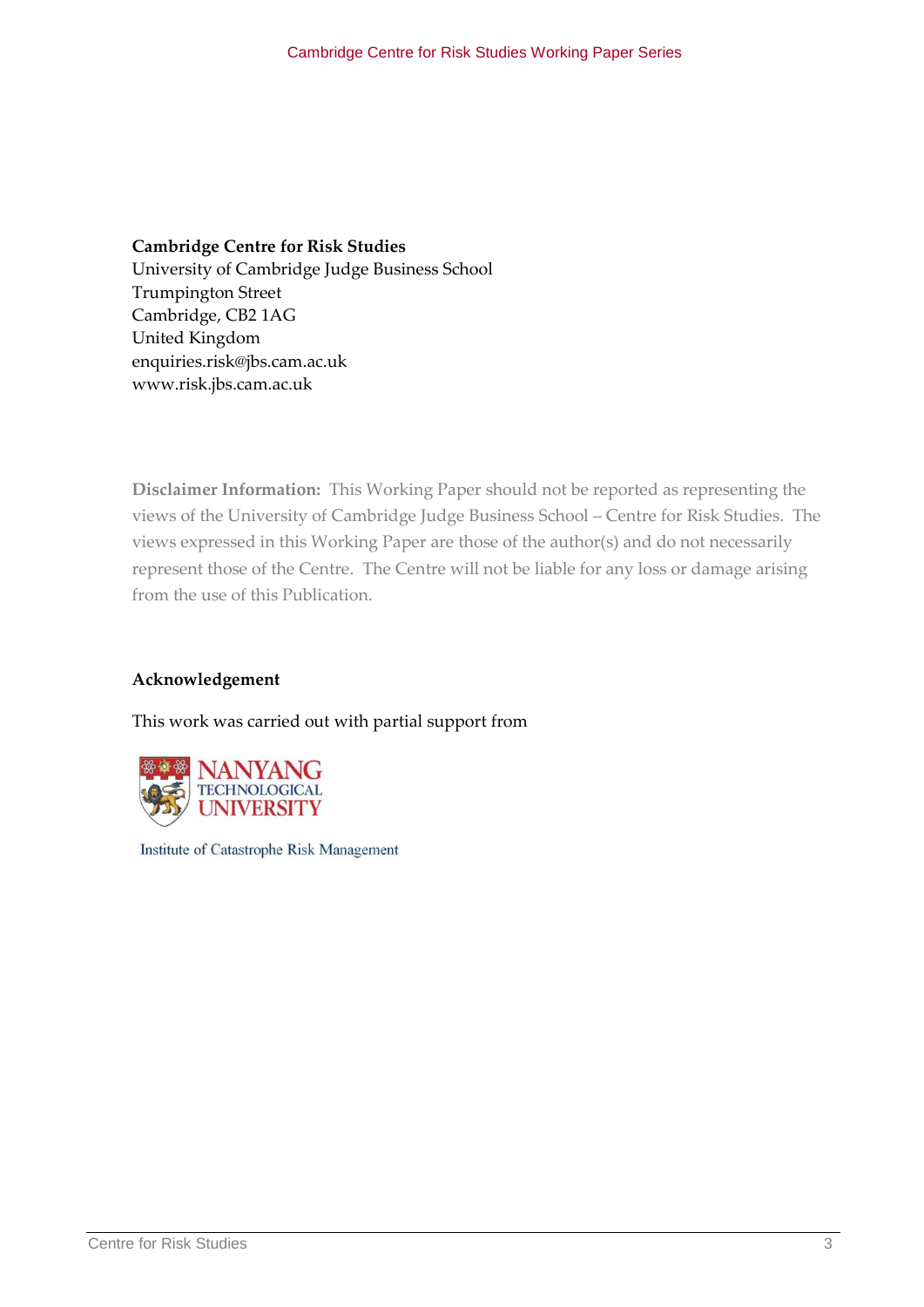**Cambridge Centre for Risk Studies**
University of Cambridge Judge Business School
Trumpington Street
Cambridge, CB2 1AG
United Kingdom
enquiries.risk@jbs.cam.ac.uk
www.risk.jbs.cam.ac.uk

**Disclaimer Information:** This Working Paper should not be reported as representing the views of the University of Cambridge Judge Business School – Centre for Risk Studies. The views expressed in this Working Paper are those of the author(s) and do not necessarily represent those of the Centre. The Centre will not be liable for any loss or damage arising from the use of this Publication.

**Acknowledgement**

This work was carried out with partial support from

NANYANG TECHNOLOGICAL UNIVERSITY

Institute of Catastrophe Risk Management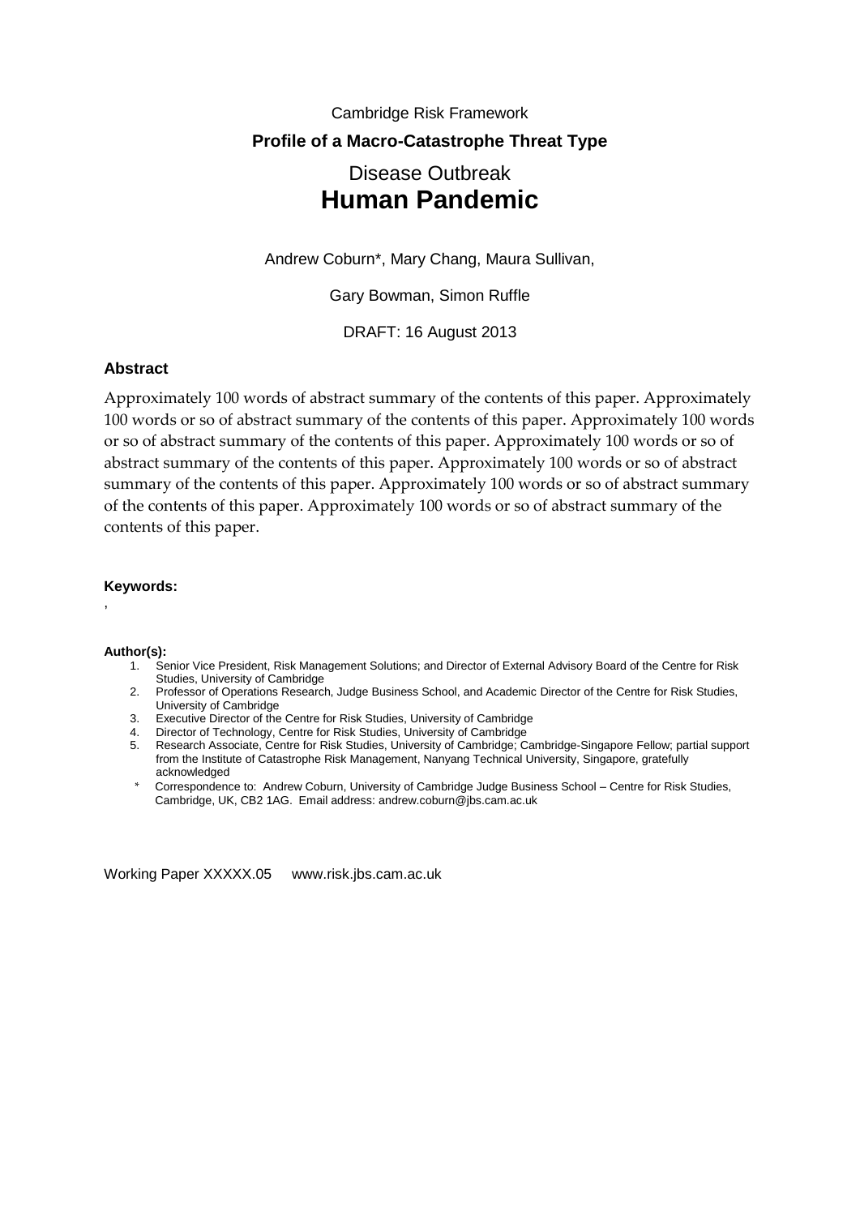Cambridge Risk Framework

**Profile of a Macro-Catastrophe Threat Type**

Disease Outbreak

# Human Pandemic

Andrew Coburn*, Mary Chang, Maura Sullivan,

Gary Bowman, Simon Ruffle

DRAFT: 16 August 2013

### Abstract

Approximately 100 words of abstract summary of the contents of this paper. Approximately 100 words or so of abstract summary of the contents of this paper. Approximately 100 words or so of abstract summary of the contents of this paper. Approximately 100 words or so of abstract summary of the contents of this paper. Approximately 100 words or so of abstract summary of the contents of this paper. Approximately 100 words or so of abstract summary of the contents of this paper. Approximately 100 words or so of abstract summary of the contents of this paper.

**Keywords:**

,

**Author(s):**

1. Senior Vice President, Risk Management Solutions; and Director of External Advisory Board of the Centre for Risk Studies, University of Cambridge
2. Professor of Operations Research, Judge Business School, and Academic Director of the Centre for Risk Studies, University of Cambridge
3. Executive Director of the Centre for Risk Studies, University of Cambridge
4. Director of Technology, Centre for Risk Studies, University of Cambridge
5. Research Associate, Centre for Risk Studies, University of Cambridge; Cambridge-Singapore Fellow; partial support from the Institute of Catastrophe Risk Management, Nanyang Technical University, Singapore, gratefully acknowledged

\* Correspondence to: Andrew Coburn, University of Cambridge Judge Business School – Centre for Risk Studies, Cambridge, UK, CB2 1AG. Email address: andrew.coburn@jbs.cam.ac.uk

Working Paper XXXXX.05 www.risk.jbs.cam.ac.uk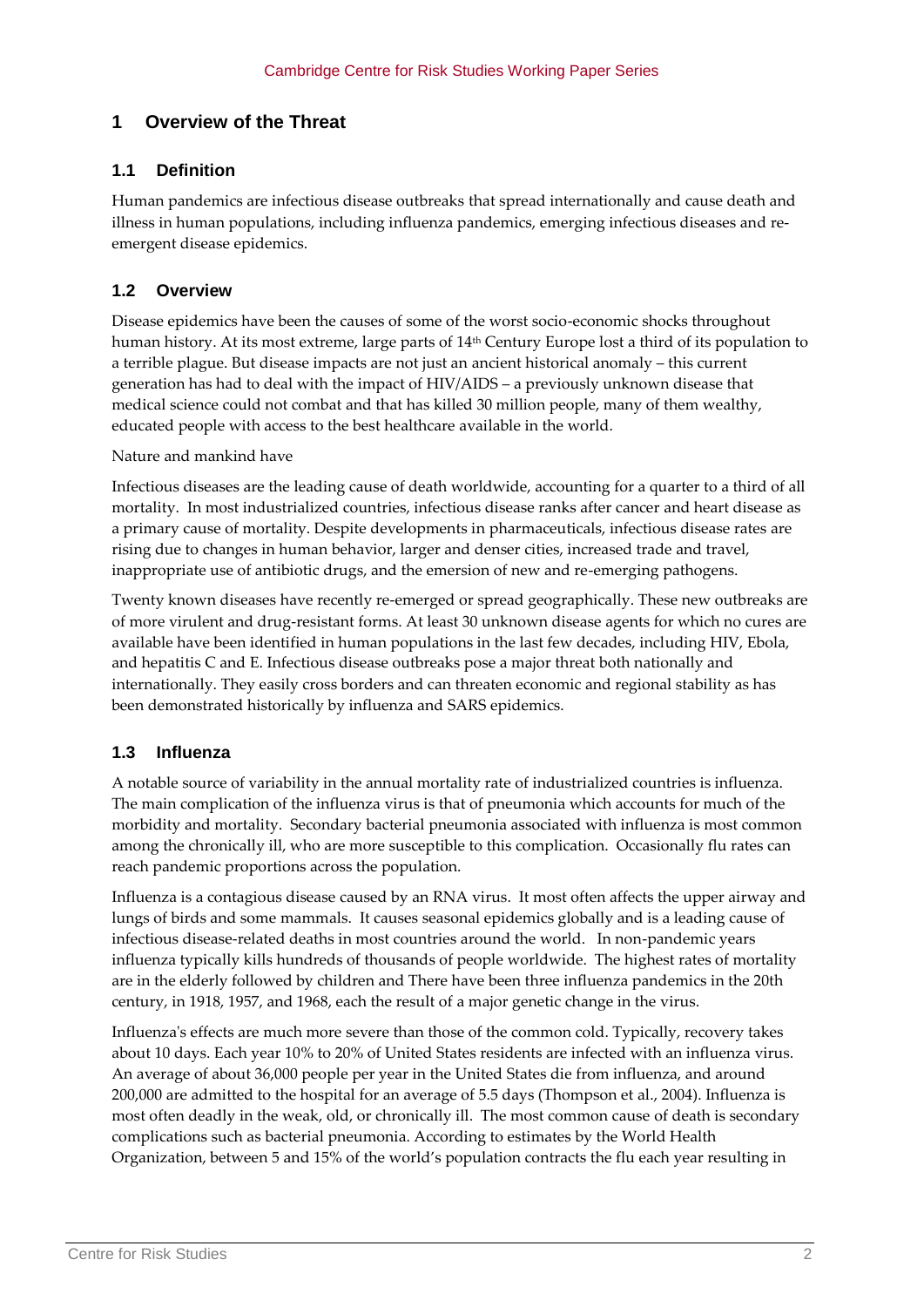# 1 Overview of the Threat

## 1.1 Definition

Human pandemics are infectious disease outbreaks that spread internationally and cause death and illness in human populations, including influenza pandemics, emerging infectious diseases and re-emergent disease epidemics.

## 1.2 Overview

Disease epidemics have been the causes of some of the worst socio-economic shocks throughout human history. At its most extreme, large parts of 14th Century Europe lost a third of its population to a terrible plague. But disease impacts are not just an ancient historical anomaly – this current generation has had to deal with the impact of HIV/AIDS – a previously unknown disease that medical science could not combat and that has killed 30 million people, many of them wealthy, educated people with access to the best healthcare available in the world.

Nature and mankind have

Infectious diseases are the leading cause of death worldwide, accounting for a quarter to a third of all mortality. In most industrialized countries, infectious disease ranks after cancer and heart disease as a primary cause of mortality. Despite developments in pharmaceuticals, infectious disease rates are rising due to changes in human behavior, larger and denser cities, increased trade and travel, inappropriate use of antibiotic drugs, and the emersion of new and re-emerging pathogens.

Twenty known diseases have recently re-emerged or spread geographically. These new outbreaks are of more virulent and drug-resistant forms. At least 30 unknown disease agents for which no cures are available have been identified in human populations in the last few decades, including HIV, Ebola, and hepatitis C and E. Infectious disease outbreaks pose a major threat both nationally and internationally. They easily cross borders and can threaten economic and regional stability as has been demonstrated historically by influenza and SARS epidemics.

## 1.3 Influenza

A notable source of variability in the annual mortality rate of industrialized countries is influenza. The main complication of the influenza virus is that of pneumonia which accounts for much of the morbidity and mortality. Secondary bacterial pneumonia associated with influenza is most common among the chronically ill, who are more susceptible to this complication. Occasionally flu rates can reach pandemic proportions across the population.

Influenza is a contagious disease caused by an RNA virus. It most often affects the upper airway and lungs of birds and some mammals. It causes seasonal epidemics globally and is a leading cause of infectious disease-related deaths in most countries around the world. In non-pandemic years influenza typically kills hundreds of thousands of people worldwide. The highest rates of mortality are in the elderly followed by children and There have been three influenza pandemics in the 20th century, in 1918, 1957, and 1968, each the result of a major genetic change in the virus.

Influenza's effects are much more severe than those of the common cold. Typically, recovery takes about 10 days. Each year 10% to 20% of United States residents are infected with an influenza virus. An average of about 36,000 people per year in the United States die from influenza, and around 200,000 are admitted to the hospital for an average of 5.5 days (Thompson et al., 2004). Influenza is most often deadly in the weak, old, or chronically ill. The most common cause of death is secondary complications such as bacterial pneumonia. According to estimates by the World Health Organization, between 5 and 15% of the world's population contracts the flu each year resulting in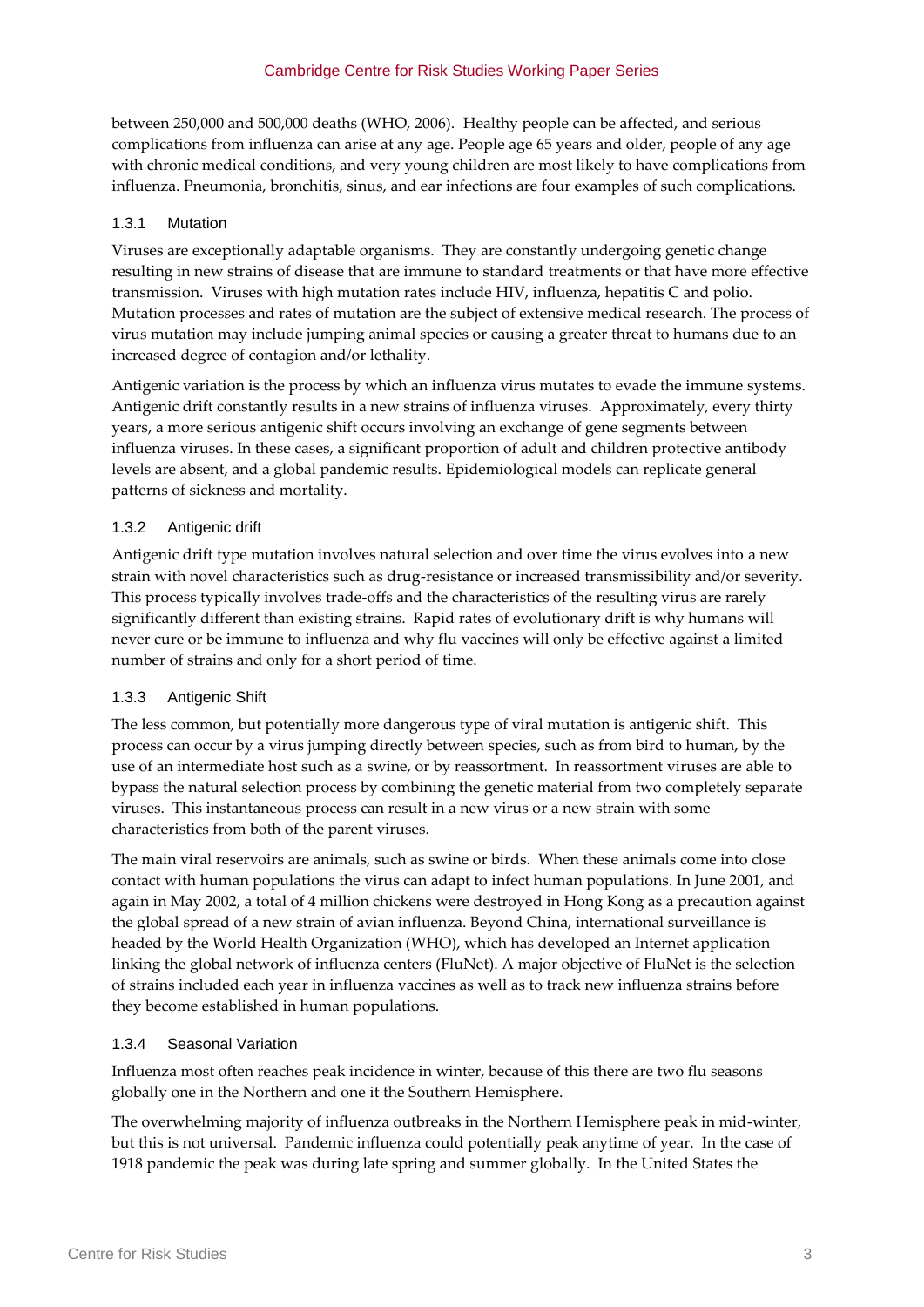between 250,000 and 500,000 deaths (WHO, 2006). Healthy people can be affected, and serious complications from influenza can arise at any age. People age 65 years and older, people of any age with chronic medical conditions, and very young children are most likely to have complications from influenza. Pneumonia, bronchitis, sinus, and ear infections are four examples of such complications.

### 1.3.1 Mutation

Viruses are exceptionally adaptable organisms. They are constantly undergoing genetic change resulting in new strains of disease that are immune to standard treatments or that have more effective transmission. Viruses with high mutation rates include HIV, influenza, hepatitis C and polio. Mutation processes and rates of mutation are the subject of extensive medical research. The process of virus mutation may include jumping animal species or causing a greater threat to humans due to an increased degree of contagion and/or lethality.

Antigenic variation is the process by which an influenza virus mutates to evade the immune systems. Antigenic drift constantly results in a new strains of influenza viruses. Approximately, every thirty years, a more serious antigenic shift occurs involving an exchange of gene segments between influenza viruses. In these cases, a significant proportion of adult and children protective antibody levels are absent, and a global pandemic results. Epidemiological models can replicate general patterns of sickness and mortality.

### 1.3.2 Antigenic drift

Antigenic drift type mutation involves natural selection and over time the virus evolves into a new strain with novel characteristics such as drug-resistance or increased transmissibility and/or severity. This process typically involves trade-offs and the characteristics of the resulting virus are rarely significantly different than existing strains. Rapid rates of evolutionary drift is why humans will never cure or be immune to influenza and why flu vaccines will only be effective against a limited number of strains and only for a short period of time.

### 1.3.3 Antigenic Shift

The less common, but potentially more dangerous type of viral mutation is antigenic shift. This process can occur by a virus jumping directly between species, such as from bird to human, by the use of an intermediate host such as a swine, or by reassortment. In reassortment viruses are able to bypass the natural selection process by combining the genetic material from two completely separate viruses. This instantaneous process can result in a new virus or a new strain with some characteristics from both of the parent viruses.

The main viral reservoirs are animals, such as swine or birds. When these animals come into close contact with human populations the virus can adapt to infect human populations. In June 2001, and again in May 2002, a total of 4 million chickens were destroyed in Hong Kong as a precaution against the global spread of a new strain of avian influenza. Beyond China, international surveillance is headed by the World Health Organization (WHO), which has developed an Internet application linking the global network of influenza centers (FluNet). A major objective of FluNet is the selection of strains included each year in influenza vaccines as well as to track new influenza strains before they become established in human populations.

### 1.3.4 Seasonal Variation

Influenza most often reaches peak incidence in winter, because of this there are two flu seasons globally one in the Northern and one it the Southern Hemisphere.

The overwhelming majority of influenza outbreaks in the Northern Hemisphere peak in mid-winter, but this is not universal. Pandemic influenza could potentially peak anytime of year. In the case of 1918 pandemic the peak was during late spring and summer globally. In the United States the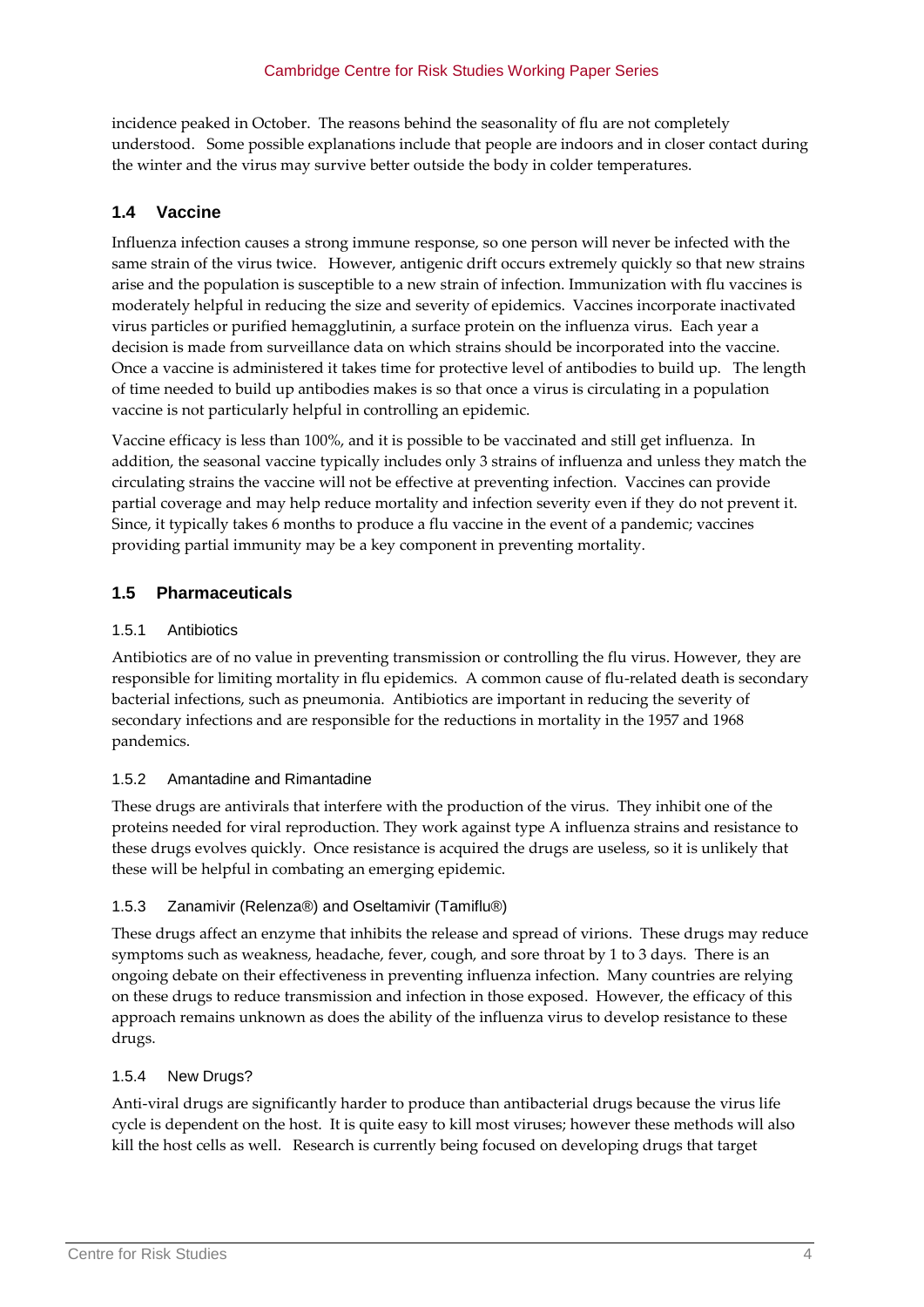incidence peaked in October. The reasons behind the seasonality of flu are not completely understood. Some possible explanations include that people are indoors and in closer contact during the winter and the virus may survive better outside the body in colder temperatures.

## 1.4 Vaccine

Influenza infection causes a strong immune response, so one person will never be infected with the same strain of the virus twice. However, antigenic drift occurs extremely quickly so that new strains arise and the population is susceptible to a new strain of infection. Immunization with flu vaccines is moderately helpful in reducing the size and severity of epidemics. Vaccines incorporate inactivated virus particles or purified hemagglutinin, a surface protein on the influenza virus. Each year a decision is made from surveillance data on which strains should be incorporated into the vaccine. Once a vaccine is administered it takes time for protective level of antibodies to build up. The length of time needed to build up antibodies makes is so that once a virus is circulating in a population vaccine is not particularly helpful in controlling an epidemic.

Vaccine efficacy is less than 100%, and it is possible to be vaccinated and still get influenza. In addition, the seasonal vaccine typically includes only 3 strains of influenza and unless they match the circulating strains the vaccine will not be effective at preventing infection. Vaccines can provide partial coverage and may help reduce mortality and infection severity even if they do not prevent it. Since, it typically takes 6 months to produce a flu vaccine in the event of a pandemic; vaccines providing partial immunity may be a key component in preventing mortality.

## 1.5 Pharmaceuticals

### 1.5.1 Antibiotics

Antibiotics are of no value in preventing transmission or controlling the flu virus. However, they are responsible for limiting mortality in flu epidemics. A common cause of flu-related death is secondary bacterial infections, such as pneumonia. Antibiotics are important in reducing the severity of secondary infections and are responsible for the reductions in mortality in the 1957 and 1968 pandemics.

### 1.5.2 Amantadine and Rimantadine

These drugs are antivirals that interfere with the production of the virus. They inhibit one of the proteins needed for viral reproduction. They work against type A influenza strains and resistance to these drugs evolves quickly. Once resistance is acquired the drugs are useless, so it is unlikely that these will be helpful in combating an emerging epidemic.

### 1.5.3 Zanamivir (Relenza®) and Oseltamivir (Tamiflu®)

These drugs affect an enzyme that inhibits the release and spread of virions. These drugs may reduce symptoms such as weakness, headache, fever, cough, and sore throat by 1 to 3 days. There is an ongoing debate on their effectiveness in preventing influenza infection. Many countries are relying on these drugs to reduce transmission and infection in those exposed. However, the efficacy of this approach remains unknown as does the ability of the influenza virus to develop resistance to these drugs.

### 1.5.4 New Drugs?

Anti-viral drugs are significantly harder to produce than antibacterial drugs because the virus life cycle is dependent on the host. It is quite easy to kill most viruses; however these methods will also kill the host cells as well. Research is currently being focused on developing drugs that target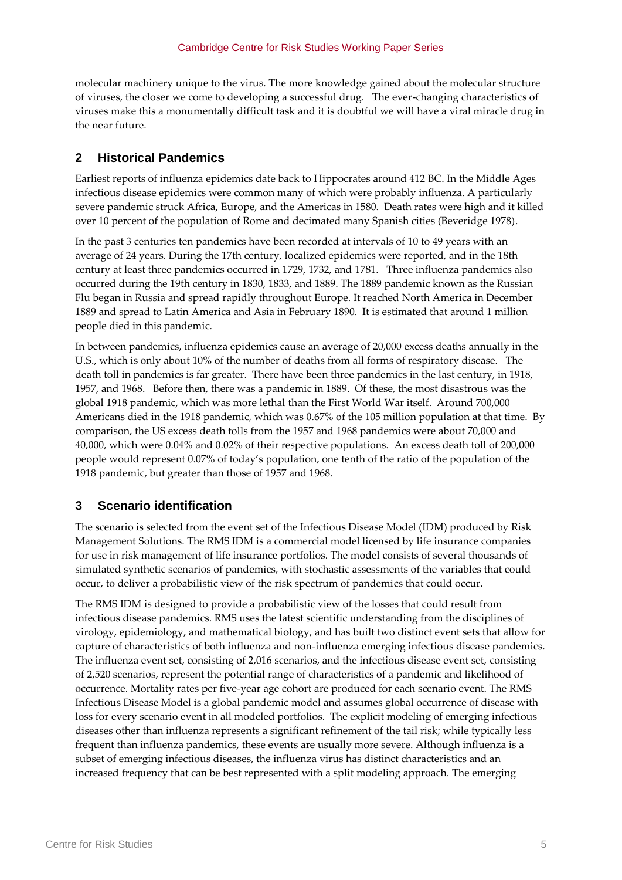molecular machinery unique to the virus. The more knowledge gained about the molecular structure of viruses, the closer we come to developing a successful drug. The ever-changing characteristics of viruses make this a monumentally difficult task and it is doubtful we will have a viral miracle drug in the near future.

## 2 Historical Pandemics

Earliest reports of influenza epidemics date back to Hippocrates around 412 BC. In the Middle Ages infectious disease epidemics were common many of which were probably influenza. A particularly severe pandemic struck Africa, Europe, and the Americas in 1580. Death rates were high and it killed over 10 percent of the population of Rome and decimated many Spanish cities (Beveridge 1978).

In the past 3 centuries ten pandemics have been recorded at intervals of 10 to 49 years with an average of 24 years. During the 17th century, localized epidemics were reported, and in the 18th century at least three pandemics occurred in 1729, 1732, and 1781. Three influenza pandemics also occurred during the 19th century in 1830, 1833, and 1889. The 1889 pandemic known as the Russian Flu began in Russia and spread rapidly throughout Europe. It reached North America in December 1889 and spread to Latin America and Asia in February 1890. It is estimated that around 1 million people died in this pandemic.

In between pandemics, influenza epidemics cause an average of 20,000 excess deaths annually in the U.S., which is only about 10% of the number of deaths from all forms of respiratory disease. The death toll in pandemics is far greater. There have been three pandemics in the last century, in 1918, 1957, and 1968. Before then, there was a pandemic in 1889. Of these, the most disastrous was the global 1918 pandemic, which was more lethal than the First World War itself. Around 700,000 Americans died in the 1918 pandemic, which was 0.67% of the 105 million population at that time. By comparison, the US excess death tolls from the 1957 and 1968 pandemics were about 70,000 and 40,000, which were 0.04% and 0.02% of their respective populations. An excess death toll of 200,000 people would represent 0.07% of today's population, one tenth of the ratio of the population of the 1918 pandemic, but greater than those of 1957 and 1968.

## 3 Scenario identification

The scenario is selected from the event set of the Infectious Disease Model (IDM) produced by Risk Management Solutions. The RMS IDM is a commercial model licensed by life insurance companies for use in risk management of life insurance portfolios. The model consists of several thousands of simulated synthetic scenarios of pandemics, with stochastic assessments of the variables that could occur, to deliver a probabilistic view of the risk spectrum of pandemics that could occur.

The RMS IDM is designed to provide a probabilistic view of the losses that could result from infectious disease pandemics. RMS uses the latest scientific understanding from the disciplines of virology, epidemiology, and mathematical biology, and has built two distinct event sets that allow for capture of characteristics of both influenza and non-influenza emerging infectious disease pandemics. The influenza event set, consisting of 2,016 scenarios, and the infectious disease event set, consisting of 2,520 scenarios, represent the potential range of characteristics of a pandemic and likelihood of occurrence. Mortality rates per five-year age cohort are produced for each scenario event. The RMS Infectious Disease Model is a global pandemic model and assumes global occurrence of disease with loss for every scenario event in all modeled portfolios. The explicit modeling of emerging infectious diseases other than influenza represents a significant refinement of the tail risk; while typically less frequent than influenza pandemics, these events are usually more severe. Although influenza is a subset of emerging infectious diseases, the influenza virus has distinct characteristics and an increased frequency that can be best represented with a split modeling approach. The emerging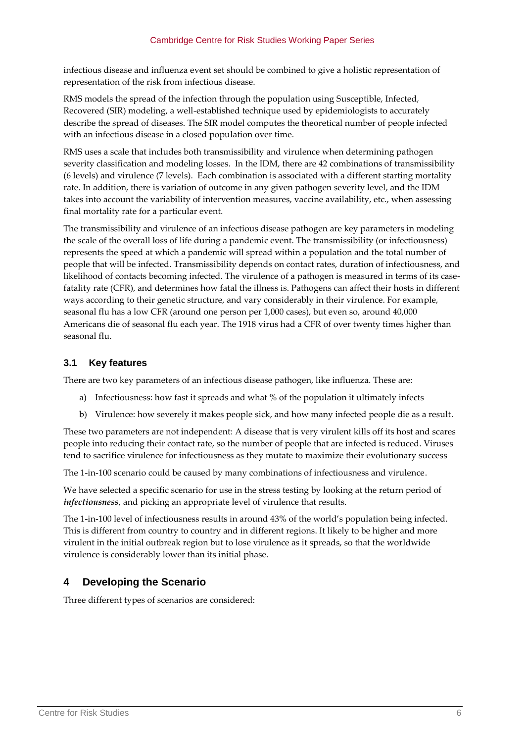infectious disease and influenza event set should be combined to give a holistic representation of representation of the risk from infectious disease.

RMS models the spread of the infection through the population using Susceptible, Infected, Recovered (SIR) modeling, a well-established technique used by epidemiologists to accurately describe the spread of diseases. The SIR model computes the theoretical number of people infected with an infectious disease in a closed population over time.

RMS uses a scale that includes both transmissibility and virulence when determining pathogen severity classification and modeling losses. In the IDM, there are 42 combinations of transmissibility (6 levels) and virulence (7 levels). Each combination is associated with a different starting mortality rate. In addition, there is variation of outcome in any given pathogen severity level, and the IDM takes into account the variability of intervention measures, vaccine availability, etc., when assessing final mortality rate for a particular event.

The transmissibility and virulence of an infectious disease pathogen are key parameters in modeling the scale of the overall loss of life during a pandemic event. The transmissibility (or infectiousness) represents the speed at which a pandemic will spread within a population and the total number of people that will be infected. Transmissibility depends on contact rates, duration of infectiousness, and likelihood of contacts becoming infected. The virulence of a pathogen is measured in terms of its case-fatality rate (CFR), and determines how fatal the illness is. Pathogens can affect their hosts in different ways according to their genetic structure, and vary considerably in their virulence. For example, seasonal flu has a low CFR (around one person per 1,000 cases), but even so, around 40,000 Americans die of seasonal flu each year. The 1918 virus had a CFR of over twenty times higher than seasonal flu.

### 3.1 Key features

There are two key parameters of an infectious disease pathogen, like influenza. These are:

a) Infectiousness: how fast it spreads and what % of the population it ultimately infects

b) Virulence: how severely it makes people sick, and how many infected people die as a result.

These two parameters are not independent: A disease that is very virulent kills off its host and scares people into reducing their contact rate, so the number of people that are infected is reduced. Viruses tend to sacrifice virulence for infectiousness as they mutate to maximize their evolutionary success

The 1-in-100 scenario could be caused by many combinations of infectiousness and virulence.

We have selected a specific scenario for use in the stress testing by looking at the return period of ***infectiousness***, and picking an appropriate level of virulence that results.

The 1-in-100 level of infectiousness results in around 43% of the world's population being infected. This is different from country to country and in different regions. It likely to be higher and more virulent in the initial outbreak region but to lose virulence as it spreads, so that the worldwide virulence is considerably lower than its initial phase.

## 4 Developing the Scenario

Three different types of scenarios are considered: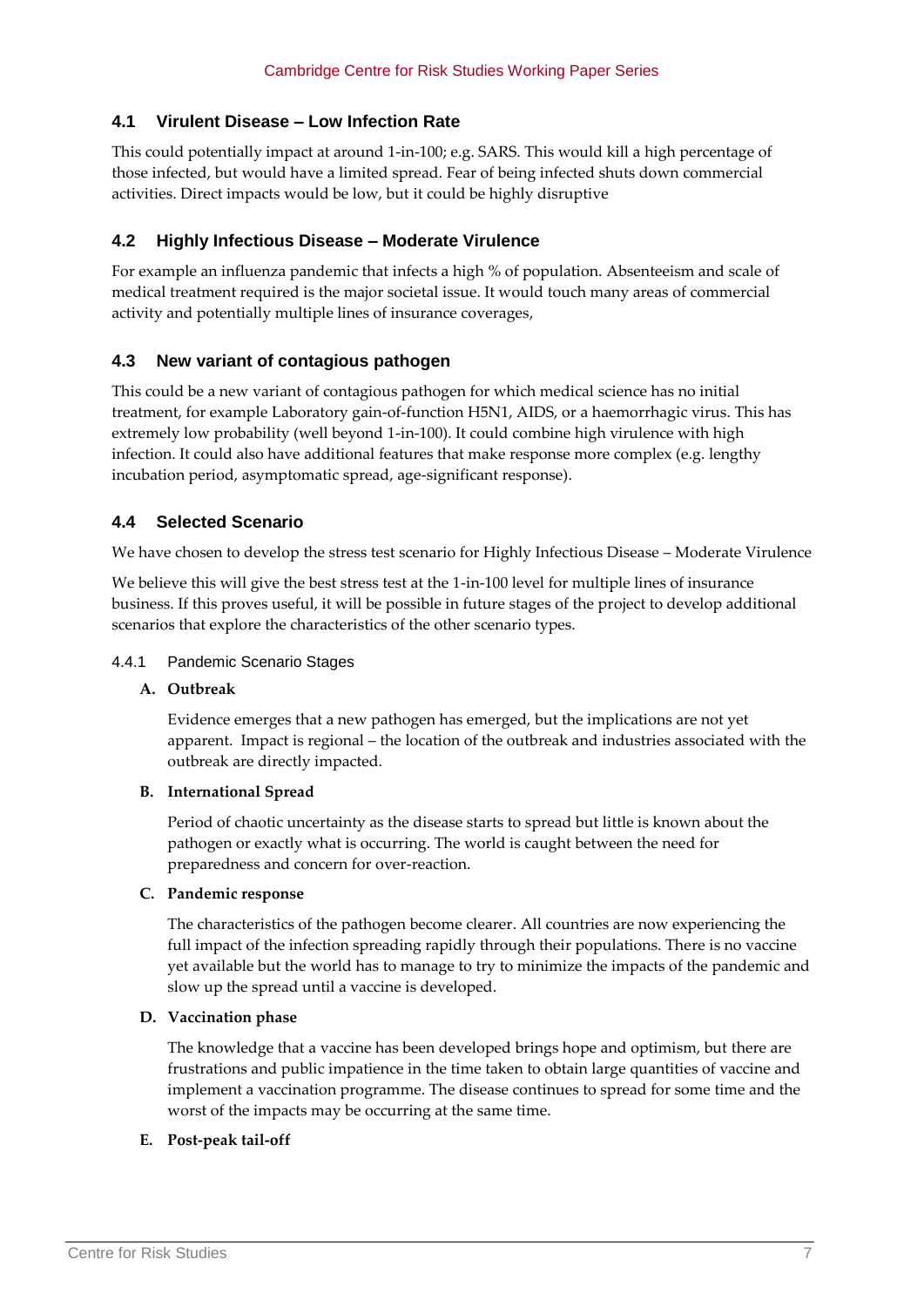## 4.1 Virulent Disease – Low Infection Rate

This could potentially impact at around 1-in-100; e.g. SARS. This would kill a high percentage of those infected, but would have a limited spread. Fear of being infected shuts down commercial activities. Direct impacts would be low, but it could be highly disruptive

## 4.2 Highly Infectious Disease – Moderate Virulence

For example an influenza pandemic that infects a high % of population. Absenteeism and scale of medical treatment required is the major societal issue. It would touch many areas of commercial activity and potentially multiple lines of insurance coverages,

## 4.3 New variant of contagious pathogen

This could be a new variant of contagious pathogen for which medical science has no initial treatment, for example Laboratory gain-of-function H5N1, AIDS, or a haemorrhagic virus. This has extremely low probability (well beyond 1-in-100). It could combine high virulence with high infection. It could also have additional features that make response more complex (e.g. lengthy incubation period, asymptomatic spread, age-significant response).

## 4.4 Selected Scenario

We have chosen to develop the stress test scenario for Highly Infectious Disease – Moderate Virulence

We believe this will give the best stress test at the 1-in-100 level for multiple lines of insurance business. If this proves useful, it will be possible in future stages of the project to develop additional scenarios that explore the characteristics of the other scenario types.

### 4.4.1 Pandemic Scenario Stages

**A. Outbreak**

Evidence emerges that a new pathogen has emerged, but the implications are not yet apparent. Impact is regional – the location of the outbreak and industries associated with the outbreak are directly impacted.

**B. International Spread**

Period of chaotic uncertainty as the disease starts to spread but little is known about the pathogen or exactly what is occurring. The world is caught between the need for preparedness and concern for over-reaction.

**C. Pandemic response**

The characteristics of the pathogen become clearer. All countries are now experiencing the full impact of the infection spreading rapidly through their populations. There is no vaccine yet available but the world has to manage to try to minimize the impacts of the pandemic and slow up the spread until a vaccine is developed.

**D. Vaccination phase**

The knowledge that a vaccine has been developed brings hope and optimism, but there are frustrations and public impatience in the time taken to obtain large quantities of vaccine and implement a vaccination programme. The disease continues to spread for some time and the worst of the impacts may be occurring at the same time.

**E. Post-peak tail-off**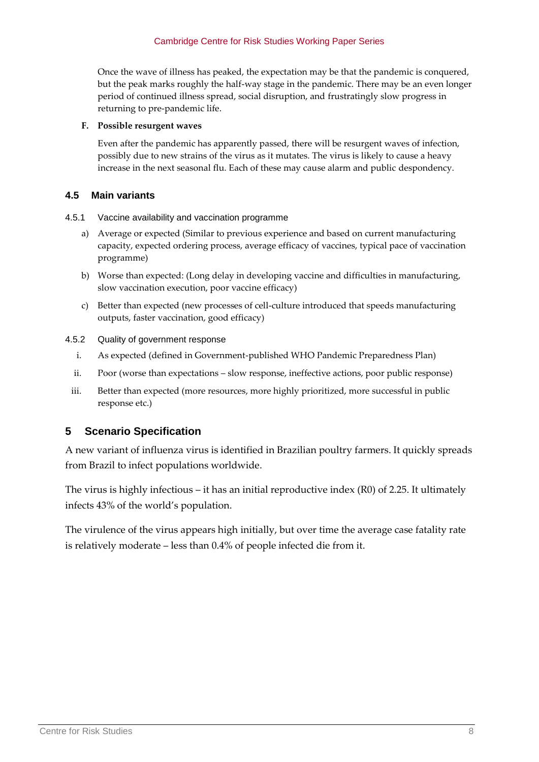Once the wave of illness has peaked, the expectation may be that the pandemic is conquered, but the peak marks roughly the half-way stage in the pandemic. There may be an even longer period of continued illness spread, social disruption, and frustratingly slow progress in returning to pre-pandemic life.

**F. Possible resurgent waves**

Even after the pandemic has apparently passed, there will be resurgent waves of infection, possibly due to new strains of the virus as it mutates. The virus is likely to cause a heavy increase in the next seasonal flu. Each of these may cause alarm and public despondency.

### 4.5 Main variants

#### 4.5.1 Vaccine availability and vaccination programme

a) Average or expected (Similar to previous experience and based on current manufacturing capacity, expected ordering process, average efficacy of vaccines, typical pace of vaccination programme)

b) Worse than expected: (Long delay in developing vaccine and difficulties in manufacturing, slow vaccination execution, poor vaccine efficacy)

c) Better than expected (new processes of cell-culture introduced that speeds manufacturing outputs, faster vaccination, good efficacy)

#### 4.5.2 Quality of government response

i. As expected (defined in Government-published WHO Pandemic Preparedness Plan)

ii. Poor (worse than expectations – slow response, ineffective actions, poor public response)

iii. Better than expected (more resources, more highly prioritized, more successful in public response etc.)

## 5 Scenario Specification

A new variant of influenza virus is identified in Brazilian poultry farmers. It quickly spreads from Brazil to infect populations worldwide.

The virus is highly infectious – it has an initial reproductive index (R0) of 2.25. It ultimately infects 43% of the world's population.

The virulence of the virus appears high initially, but over time the average case fatality rate is relatively moderate – less than 0.4% of people infected die from it.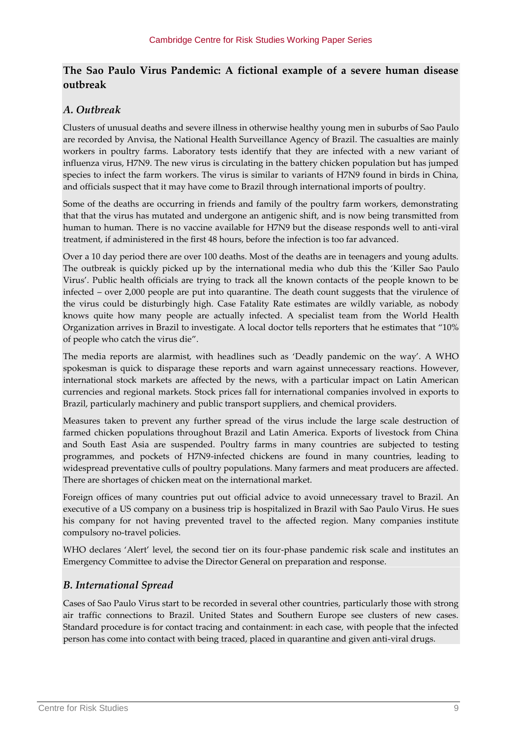## The Sao Paulo Virus Pandemic: A fictional example of a severe human disease outbreak

### *A. Outbreak*

Clusters of unusual deaths and severe illness in otherwise healthy young men in suburbs of Sao Paulo are recorded by Anvisa, the National Health Surveillance Agency of Brazil. The casualties are mainly workers in poultry farms. Laboratory tests identify that they are infected with a new variant of influenza virus, H7N9. The new virus is circulating in the battery chicken population but has jumped species to infect the farm workers. The virus is similar to variants of H7N9 found in birds in China, and officials suspect that it may have come to Brazil through international imports of poultry.

Some of the deaths are occurring in friends and family of the poultry farm workers, demonstrating that that the virus has mutated and undergone an antigenic shift, and is now being transmitted from human to human. There is no vaccine available for H7N9 but the disease responds well to anti-viral treatment, if administered in the first 48 hours, before the infection is too far advanced.

Over a 10 day period there are over 100 deaths. Most of the deaths are in teenagers and young adults. The outbreak is quickly picked up by the international media who dub this the 'Killer Sao Paulo Virus'. Public health officials are trying to track all the known contacts of the people known to be infected – over 2,000 people are put into quarantine. The death count suggests that the virulence of the virus could be disturbingly high. Case Fatality Rate estimates are wildly variable, as nobody knows quite how many people are actually infected. A specialist team from the World Health Organization arrives in Brazil to investigate. A local doctor tells reporters that he estimates that "10% of people who catch the virus die".

The media reports are alarmist, with headlines such as 'Deadly pandemic on the way'. A WHO spokesman is quick to disparage these reports and warn against unnecessary reactions. However, international stock markets are affected by the news, with a particular impact on Latin American currencies and regional markets. Stock prices fall for international companies involved in exports to Brazil, particularly machinery and public transport suppliers, and chemical providers.

Measures taken to prevent any further spread of the virus include the large scale destruction of farmed chicken populations throughout Brazil and Latin America. Exports of livestock from China and South East Asia are suspended. Poultry farms in many countries are subjected to testing programmes, and pockets of H7N9-infected chickens are found in many countries, leading to widespread preventative culls of poultry populations. Many farmers and meat producers are affected. There are shortages of chicken meat on the international market.

Foreign offices of many countries put out official advice to avoid unnecessary travel to Brazil. An executive of a US company on a business trip is hospitalized in Brazil with Sao Paulo Virus. He sues his company for not having prevented travel to the affected region. Many companies institute compulsory no-travel policies.

WHO declares 'Alert' level, the second tier on its four-phase pandemic risk scale and institutes an Emergency Committee to advise the Director General on preparation and response.

### *B. International Spread*

Cases of Sao Paulo Virus start to be recorded in several other countries, particularly those with strong air traffic connections to Brazil. United States and Southern Europe see clusters of new cases. Standard procedure is for contact tracing and containment: in each case, with people that the infected person has come into contact with being traced, placed in quarantine and given anti-viral drugs.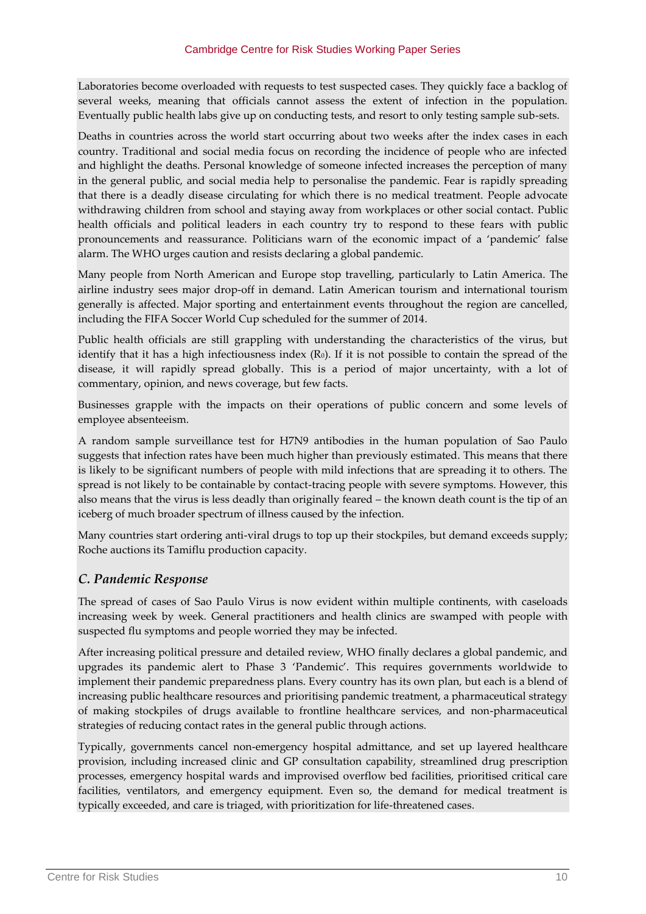Laboratories become overloaded with requests to test suspected cases. They quickly face a backlog of several weeks, meaning that officials cannot assess the extent of infection in the population. Eventually public health labs give up on conducting tests, and resort to only testing sample sub-sets.

Deaths in countries across the world start occurring about two weeks after the index cases in each country. Traditional and social media focus on recording the incidence of people who are infected and highlight the deaths. Personal knowledge of someone infected increases the perception of many in the general public, and social media help to personalise the pandemic. Fear is rapidly spreading that there is a deadly disease circulating for which there is no medical treatment. People advocate withdrawing children from school and staying away from workplaces or other social contact. Public health officials and political leaders in each country try to respond to these fears with public pronouncements and reassurance. Politicians warn of the economic impact of a 'pandemic' false alarm. The WHO urges caution and resists declaring a global pandemic.

Many people from North American and Europe stop travelling, particularly to Latin America. The airline industry sees major drop-off in demand. Latin American tourism and international tourism generally is affected. Major sporting and entertainment events throughout the region are cancelled, including the FIFA Soccer World Cup scheduled for the summer of 2014.

Public health officials are still grappling with understanding the characteristics of the virus, but identify that it has a high infectiousness index ($R_0$). If it is not possible to contain the spread of the disease, it will rapidly spread globally. This is a period of major uncertainty, with a lot of commentary, opinion, and news coverage, but few facts.

Businesses grapple with the impacts on their operations of public concern and some levels of employee absenteeism.

A random sample surveillance test for H7N9 antibodies in the human population of Sao Paulo suggests that infection rates have been much higher than previously estimated. This means that there is likely to be significant numbers of people with mild infections that are spreading it to others. The spread is not likely to be containable by contact-tracing people with severe symptoms. However, this also means that the virus is less deadly than originally feared – the known death count is the tip of an iceberg of much broader spectrum of illness caused by the infection.

Many countries start ordering anti-viral drugs to top up their stockpiles, but demand exceeds supply; Roche auctions its Tamiflu production capacity.

### *C. Pandemic Response*

The spread of cases of Sao Paulo Virus is now evident within multiple continents, with caseloads increasing week by week. General practitioners and health clinics are swamped with people with suspected flu symptoms and people worried they may be infected.

After increasing political pressure and detailed review, WHO finally declares a global pandemic, and upgrades its pandemic alert to Phase 3 'Pandemic'. This requires governments worldwide to implement their pandemic preparedness plans. Every country has its own plan, but each is a blend of increasing public healthcare resources and prioritising pandemic treatment, a pharmaceutical strategy of making stockpiles of drugs available to frontline healthcare services, and non-pharmaceutical strategies of reducing contact rates in the general public through actions.

Typically, governments cancel non-emergency hospital admittance, and set up layered healthcare provision, including increased clinic and GP consultation capability, streamlined drug prescription processes, emergency hospital wards and improvised overflow bed facilities, prioritised critical care facilities, ventilators, and emergency equipment. Even so, the demand for medical treatment is typically exceeded, and care is triaged, with prioritization for life-threatened cases.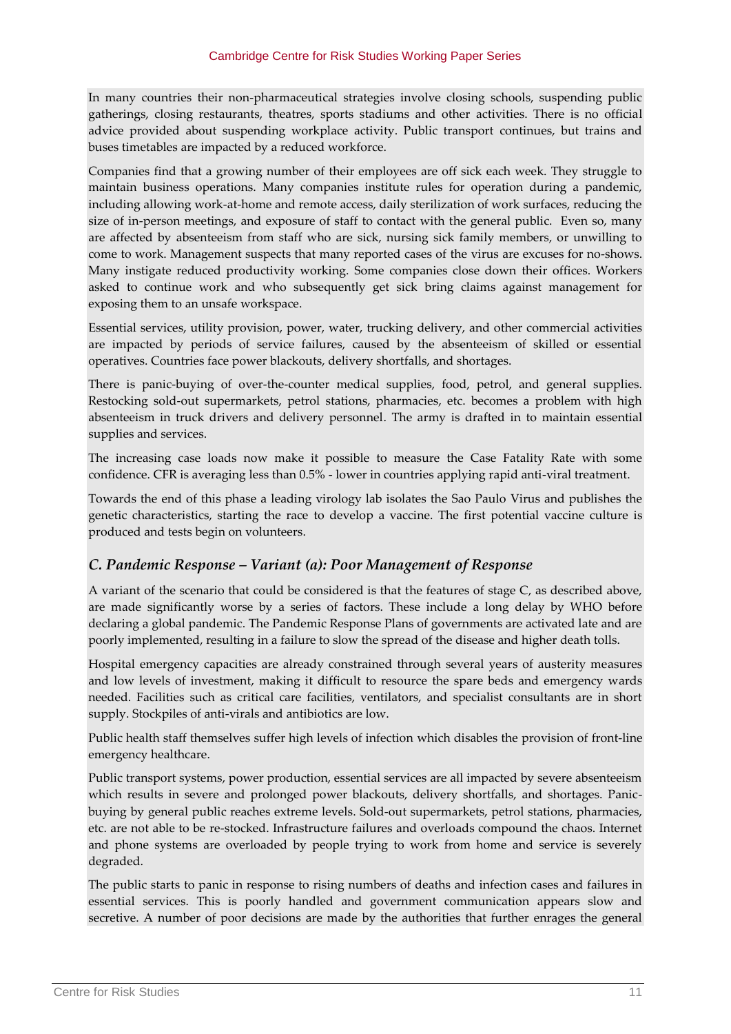In many countries their non-pharmaceutical strategies involve closing schools, suspending public gatherings, closing restaurants, theatres, sports stadiums and other activities. There is no official advice provided about suspending workplace activity. Public transport continues, but trains and buses timetables are impacted by a reduced workforce.

Companies find that a growing number of their employees are off sick each week. They struggle to maintain business operations. Many companies institute rules for operation during a pandemic, including allowing work-at-home and remote access, daily sterilization of work surfaces, reducing the size of in-person meetings, and exposure of staff to contact with the general public. Even so, many are affected by absenteeism from staff who are sick, nursing sick family members, or unwilling to come to work. Management suspects that many reported cases of the virus are excuses for no-shows. Many instigate reduced productivity working. Some companies close down their offices. Workers asked to continue work and who subsequently get sick bring claims against management for exposing them to an unsafe workspace.

Essential services, utility provision, power, water, trucking delivery, and other commercial activities are impacted by periods of service failures, caused by the absenteeism of skilled or essential operatives. Countries face power blackouts, delivery shortfalls, and shortages.

There is panic-buying of over-the-counter medical supplies, food, petrol, and general supplies. Restocking sold-out supermarkets, petrol stations, pharmacies, etc. becomes a problem with high absenteeism in truck drivers and delivery personnel. The army is drafted in to maintain essential supplies and services.

The increasing case loads now make it possible to measure the Case Fatality Rate with some confidence. CFR is averaging less than 0.5% - lower in countries applying rapid anti-viral treatment.

Towards the end of this phase a leading virology lab isolates the Sao Paulo Virus and publishes the genetic characteristics, starting the race to develop a vaccine. The first potential vaccine culture is produced and tests begin on volunteers.

### *C. Pandemic Response – Variant (a): Poor Management of Response*

A variant of the scenario that could be considered is that the features of stage C, as described above, are made significantly worse by a series of factors. These include a long delay by WHO before declaring a global pandemic. The Pandemic Response Plans of governments are activated late and are poorly implemented, resulting in a failure to slow the spread of the disease and higher death tolls.

Hospital emergency capacities are already constrained through several years of austerity measures and low levels of investment, making it difficult to resource the spare beds and emergency wards needed. Facilities such as critical care facilities, ventilators, and specialist consultants are in short supply. Stockpiles of anti-virals and antibiotics are low.

Public health staff themselves suffer high levels of infection which disables the provision of front-line emergency healthcare.

Public transport systems, power production, essential services are all impacted by severe absenteeism which results in severe and prolonged power blackouts, delivery shortfalls, and shortages. Panic-buying by general public reaches extreme levels. Sold-out supermarkets, petrol stations, pharmacies, etc. are not able to be re-stocked. Infrastructure failures and overloads compound the chaos. Internet and phone systems are overloaded by people trying to work from home and service is severely degraded.

The public starts to panic in response to rising numbers of deaths and infection cases and failures in essential services. This is poorly handled and government communication appears slow and secretive. A number of poor decisions are made by the authorities that further enrages the general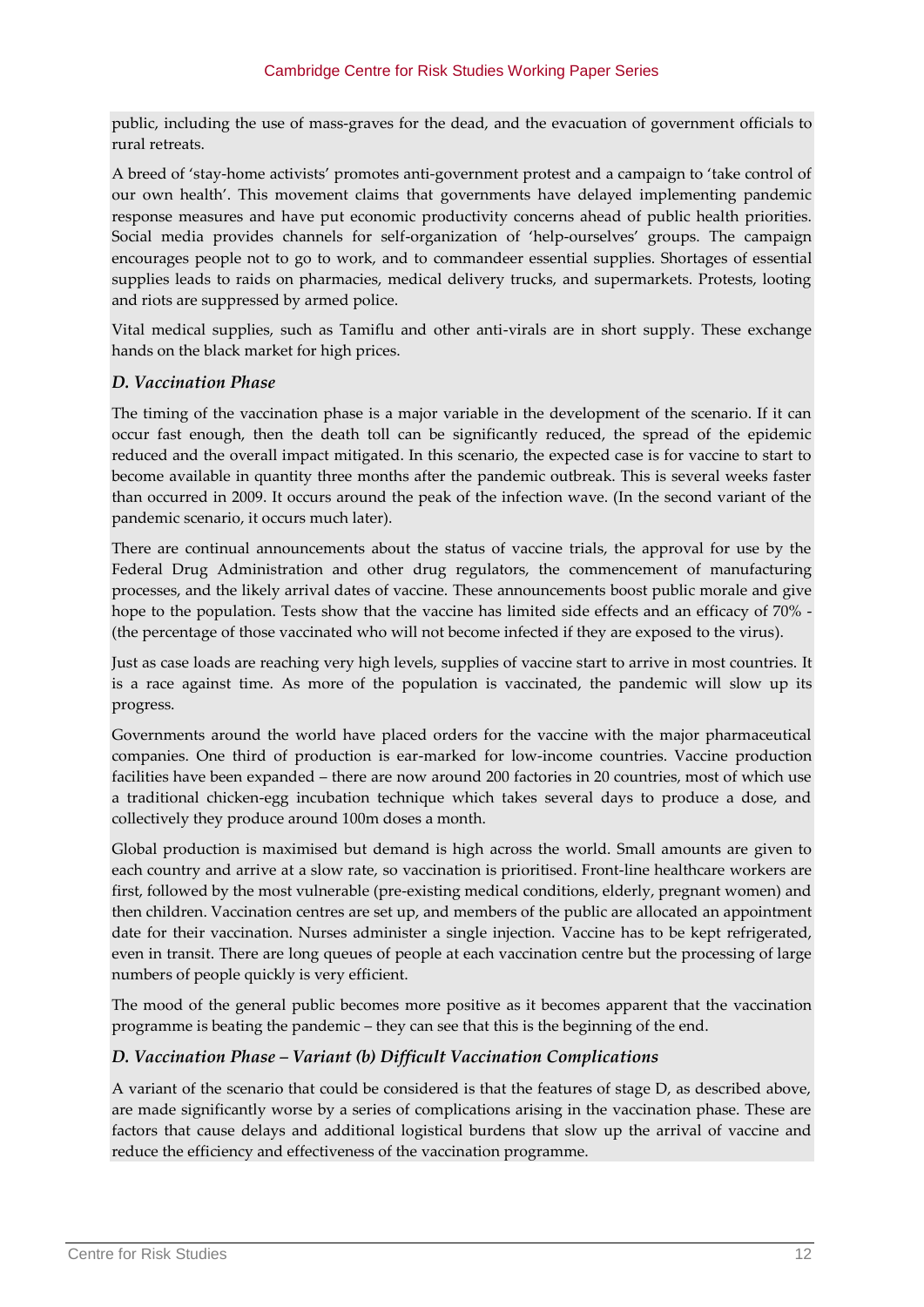public, including the use of mass-graves for the dead, and the evacuation of government officials to rural retreats.

A breed of 'stay-home activists' promotes anti-government protest and a campaign to 'take control of our own health'. This movement claims that governments have delayed implementing pandemic response measures and have put economic productivity concerns ahead of public health priorities. Social media provides channels for self-organization of 'help-ourselves' groups. The campaign encourages people not to go to work, and to commandeer essential supplies. Shortages of essential supplies leads to raids on pharmacies, medical delivery trucks, and supermarkets. Protests, looting and riots are suppressed by armed police.

Vital medical supplies, such as Tamiflu and other anti-virals are in short supply. These exchange hands on the black market for high prices.

### *D. Vaccination Phase*

The timing of the vaccination phase is a major variable in the development of the scenario. If it can occur fast enough, then the death toll can be significantly reduced, the spread of the epidemic reduced and the overall impact mitigated. In this scenario, the expected case is for vaccine to start to become available in quantity three months after the pandemic outbreak. This is several weeks faster than occurred in 2009. It occurs around the peak of the infection wave. (In the second variant of the pandemic scenario, it occurs much later).

There are continual announcements about the status of vaccine trials, the approval for use by the Federal Drug Administration and other drug regulators, the commencement of manufacturing processes, and the likely arrival dates of vaccine. These announcements boost public morale and give hope to the population. Tests show that the vaccine has limited side effects and an efficacy of 70% - (the percentage of those vaccinated who will not become infected if they are exposed to the virus).

Just as case loads are reaching very high levels, supplies of vaccine start to arrive in most countries. It is a race against time. As more of the population is vaccinated, the pandemic will slow up its progress.

Governments around the world have placed orders for the vaccine with the major pharmaceutical companies. One third of production is ear-marked for low-income countries. Vaccine production facilities have been expanded – there are now around 200 factories in 20 countries, most of which use a traditional chicken-egg incubation technique which takes several days to produce a dose, and collectively they produce around 100m doses a month.

Global production is maximised but demand is high across the world. Small amounts are given to each country and arrive at a slow rate, so vaccination is prioritised. Front-line healthcare workers are first, followed by the most vulnerable (pre-existing medical conditions, elderly, pregnant women) and then children. Vaccination centres are set up, and members of the public are allocated an appointment date for their vaccination. Nurses administer a single injection. Vaccine has to be kept refrigerated, even in transit. There are long queues of people at each vaccination centre but the processing of large numbers of people quickly is very efficient.

The mood of the general public becomes more positive as it becomes apparent that the vaccination programme is beating the pandemic – they can see that this is the beginning of the end.

### *D. Vaccination Phase – Variant (b) Difficult Vaccination Complications*

A variant of the scenario that could be considered is that the features of stage D, as described above, are made significantly worse by a series of complications arising in the vaccination phase. These are factors that cause delays and additional logistical burdens that slow up the arrival of vaccine and reduce the efficiency and effectiveness of the vaccination programme.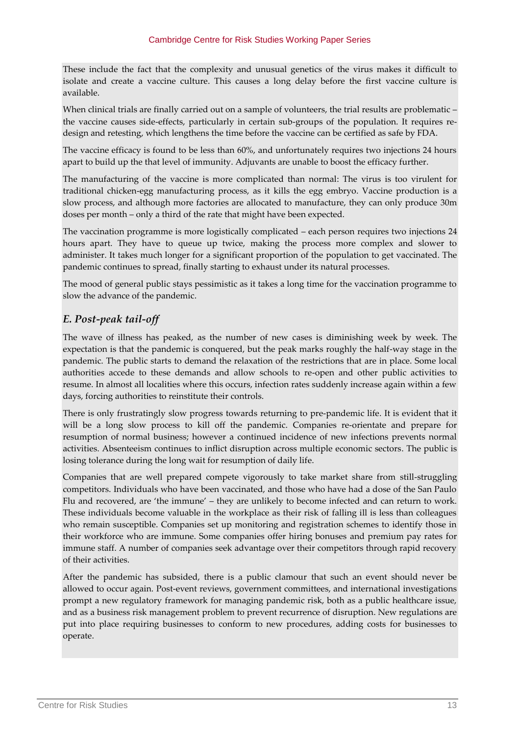These include the fact that the complexity and unusual genetics of the virus makes it difficult to isolate and create a vaccine culture. This causes a long delay before the first vaccine culture is available.

When clinical trials are finally carried out on a sample of volunteers, the trial results are problematic – the vaccine causes side-effects, particularly in certain sub-groups of the population. It requires re-design and retesting, which lengthens the time before the vaccine can be certified as safe by FDA.

The vaccine efficacy is found to be less than 60%, and unfortunately requires two injections 24 hours apart to build up the that level of immunity. Adjuvants are unable to boost the efficacy further.

The manufacturing of the vaccine is more complicated than normal: The virus is too virulent for traditional chicken-egg manufacturing process, as it kills the egg embryo. Vaccine production is a slow process, and although more factories are allocated to manufacture, they can only produce 30m doses per month – only a third of the rate that might have been expected.

The vaccination programme is more logistically complicated – each person requires two injections 24 hours apart. They have to queue up twice, making the process more complex and slower to administer. It takes much longer for a significant proportion of the population to get vaccinated. The pandemic continues to spread, finally starting to exhaust under its natural processes.

The mood of general public stays pessimistic as it takes a long time for the vaccination programme to slow the advance of the pandemic.

### *E. Post-peak tail-off*

The wave of illness has peaked, as the number of new cases is diminishing week by week. The expectation is that the pandemic is conquered, but the peak marks roughly the half-way stage in the pandemic. The public starts to demand the relaxation of the restrictions that are in place. Some local authorities accede to these demands and allow schools to re-open and other public activities to resume. In almost all localities where this occurs, infection rates suddenly increase again within a few days, forcing authorities to reinstitute their controls.

There is only frustratingly slow progress towards returning to pre-pandemic life. It is evident that it will be a long slow process to kill off the pandemic. Companies re-orientate and prepare for resumption of normal business; however a continued incidence of new infections prevents normal activities. Absenteeism continues to inflict disruption across multiple economic sectors. The public is losing tolerance during the long wait for resumption of daily life.

Companies that are well prepared compete vigorously to take market share from still-struggling competitors. Individuals who have been vaccinated, and those who have had a dose of the San Paulo Flu and recovered, are 'the immune' – they are unlikely to become infected and can return to work. These individuals become valuable in the workplace as their risk of falling ill is less than colleagues who remain susceptible. Companies set up monitoring and registration schemes to identify those in their workforce who are immune. Some companies offer hiring bonuses and premium pay rates for immune staff. A number of companies seek advantage over their competitors through rapid recovery of their activities.

After the pandemic has subsided, there is a public clamour that such an event should never be allowed to occur again. Post-event reviews, government committees, and international investigations prompt a new regulatory framework for managing pandemic risk, both as a public healthcare issue, and as a business risk management problem to prevent recurrence of disruption. New regulations are put into place requiring businesses to conform to new procedures, adding costs for businesses to operate.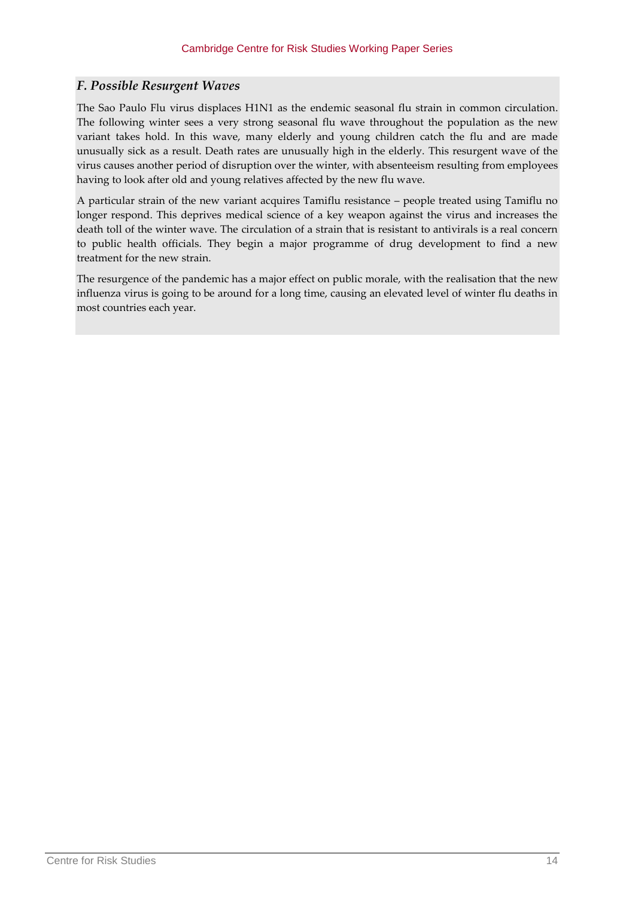### *F. Possible Resurgent Waves*

The Sao Paulo Flu virus displaces H1N1 as the endemic seasonal flu strain in common circulation. The following winter sees a very strong seasonal flu wave throughout the population as the new variant takes hold. In this wave, many elderly and young children catch the flu and are made unusually sick as a result. Death rates are unusually high in the elderly. This resurgent wave of the virus causes another period of disruption over the winter, with absenteeism resulting from employees having to look after old and young relatives affected by the new flu wave.

A particular strain of the new variant acquires Tamiflu resistance – people treated using Tamiflu no longer respond. This deprives medical science of a key weapon against the virus and increases the death toll of the winter wave. The circulation of a strain that is resistant to antivirals is a real concern to public health officials. They begin a major programme of drug development to find a new treatment for the new strain.

The resurgence of the pandemic has a major effect on public morale, with the realisation that the new influenza virus is going to be around for a long time, causing an elevated level of winter flu deaths in most countries each year.